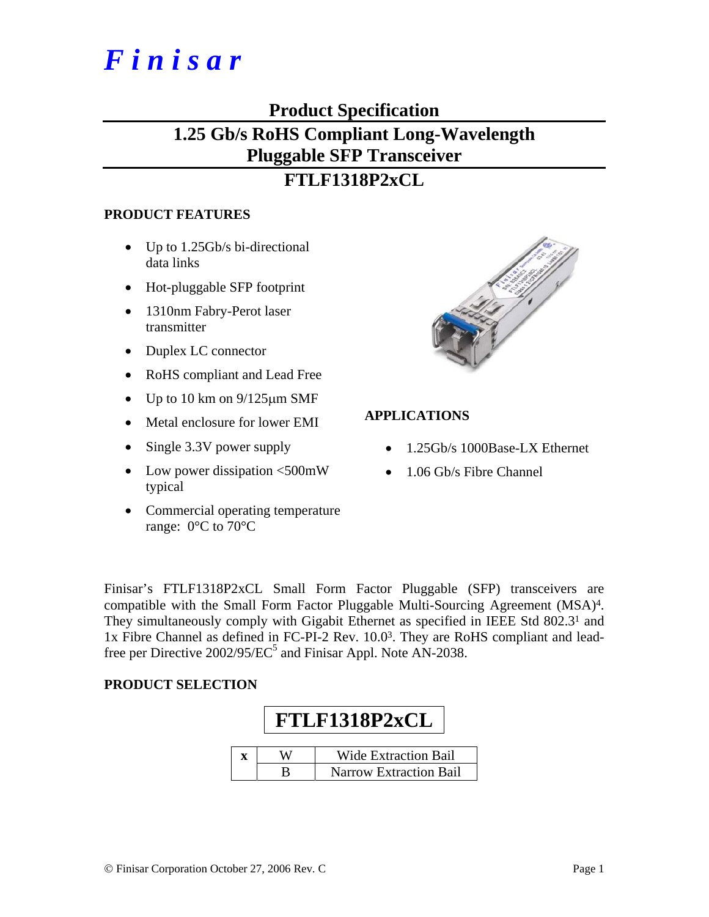# *Finisar*

## Product Specification

## 1.25 Gb/s RoHS Compliant Long-Wavelength Pluggable SFP Transceiver

## FTLF1318P2xCL

### PRODUCT FEATURES

- Up to 1.25Gb/s bi-directional data links
- Hot-pluggable SFP footprint
- 1310nm Fabry-Perot laser transmitter
- Duplex LC connector
- RoHS compliant and Lead Free
- Up to 10 km on 9/125μm SMF
- Metal enclosure for lower EMI
- Single 3.3V power supply
- Low power dissipation <500mW typical
- Commercial operating temperature range: 0°C to 70°C

### APPLICATIONS

- 1.25Gb/s 1000Base-LX Ethernet
- 1.06 Gb/s Fibre Channel

Finisar's FTLF1318P2xCL Small Form Factor Pluggable (SFP) transceivers are compatible with the Small Form Factor Pluggable Multi-Sourcing Agreement (MSA)[4]. They simultaneously comply with Gigabit Ethernet as specified in IEEE Std 802.3[1] and 1x Fibre Channel as defined in FC-PI-2 Rev. 10.0[3]. They are RoHS compliant and lead-free per Directive 2002/95/EC[5] and Finisar Appl. Note AN-2038.

### PRODUCT SELECTION

**FTLF1318P2xCL**

| x | | |
|---|---|---|
| | W | Wide Extraction Bail |
| | B | Narrow Extraction Bail |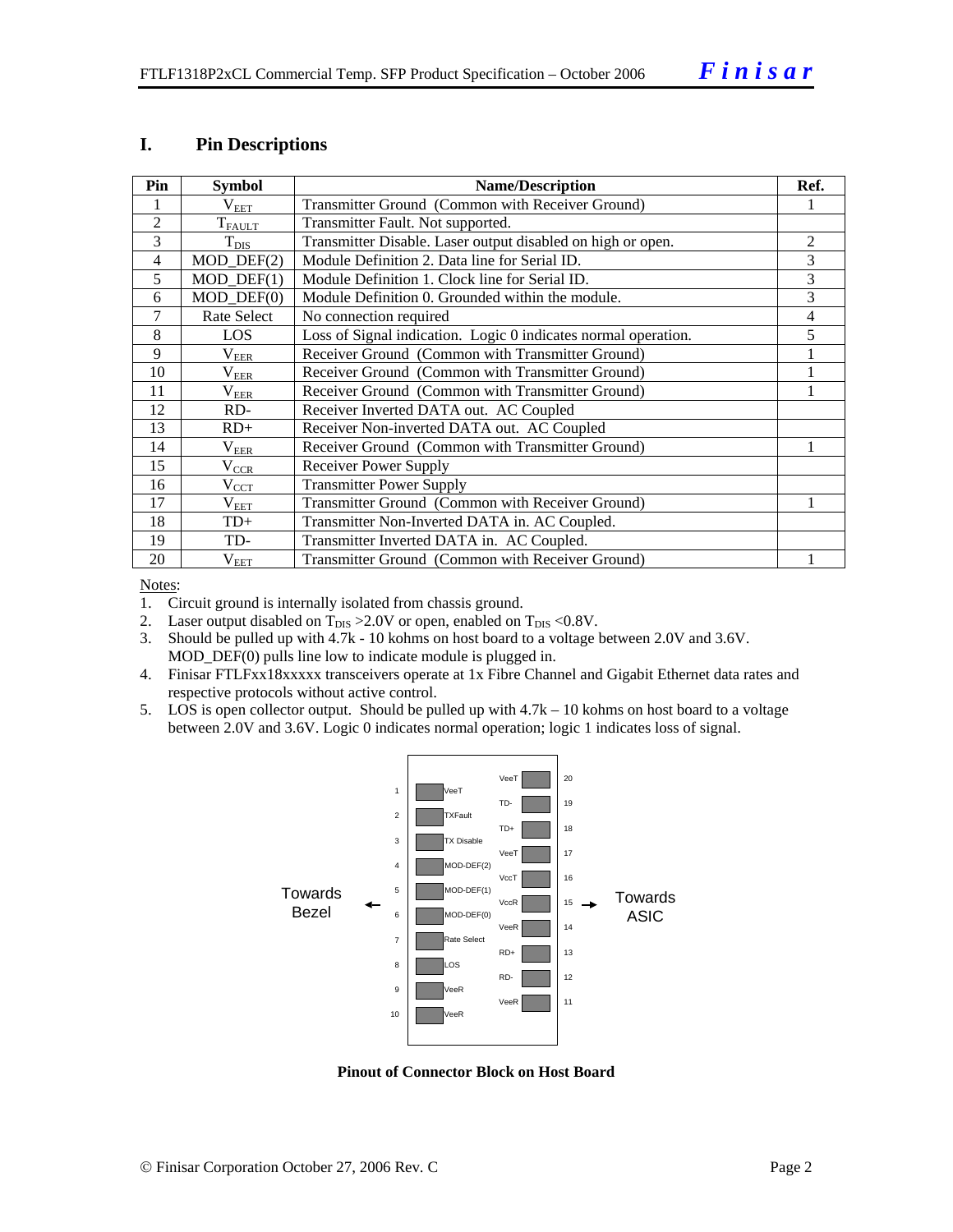## I. Pin Descriptions

| Pin | Symbol | Name/Description | Ref. |
|---|---|---|---|
| 1 | $V_{EET}$ | Transmitter Ground (Common with Receiver Ground) | 1 |
| 2 | $T_{FAULT}$ | Transmitter Fault. Not supported. | |
| 3 | $T_{DIS}$ | Transmitter Disable. Laser output disabled on high or open. | 2 |
| 4 | MOD_DEF(2) | Module Definition 2. Data line for Serial ID. | 3 |
| 5 | MOD_DEF(1) | Module Definition 1. Clock line for Serial ID. | 3 |
| 6 | MOD_DEF(0) | Module Definition 0. Grounded within the module. | 3 |
| 7 | Rate Select | No connection required | 4 |
| 8 | LOS | Loss of Signal indication. Logic 0 indicates normal operation. | 5 |
| 9 | $V_{EER}$ | Receiver Ground (Common with Transmitter Ground) | 1 |
| 10 | $V_{EER}$ | Receiver Ground (Common with Transmitter Ground) | 1 |
| 11 | $V_{EER}$ | Receiver Ground (Common with Transmitter Ground) | 1 |
| 12 | RD- | Receiver Inverted DATA out. AC Coupled | |
| 13 | RD+ | Receiver Non-inverted DATA out. AC Coupled | |
| 14 | $V_{EER}$ | Receiver Ground (Common with Transmitter Ground) | 1 |
| 15 | $V_{CCR}$ | Receiver Power Supply | |
| 16 | $V_{CCT}$ | Transmitter Power Supply | |
| 17 | $V_{EET}$ | Transmitter Ground (Common with Receiver Ground) | 1 |
| 18 | TD+ | Transmitter Non-Inverted DATA in. AC Coupled. | |
| 19 | TD- | Transmitter Inverted DATA in. AC Coupled. | |
| 20 | $V_{EET}$ | Transmitter Ground (Common with Receiver Ground) | 1 |

Notes:

1. Circuit ground is internally isolated from chassis ground.
2. Laser output disabled on $T_{DIS}$ >2.0V or open, enabled on $T_{DIS}$ <0.8V.
3. Should be pulled up with 4.7k - 10 kohms on host board to a voltage between 2.0V and 3.6V. MOD_DEF(0) pulls line low to indicate module is plugged in.
4. Finisar FTLFxx18xxxxx transceivers operate at 1x Fibre Channel and Gigabit Ethernet data rates and respective protocols without active control.
5. LOS is open collector output. Should be pulled up with 4.7k – 10 kohms on host board to a voltage between 2.0V and 3.6V. Logic 0 indicates normal operation; logic 1 indicates loss of signal.

| Pin | Signal | Signal | Pin |
|---|---|---|---|
| 1 | VeeT | VeeT | 20 |
| 2 | TXFault | TD- | 19 |
| 3 | TX Disable | TD+ | 18 |
| 4 | MOD-DEF(2) | VeeT | 17 |
| 5 | MOD-DEF(1) | VccT | 16 |
| 6 | MOD-DEF(0) | VccR | 15 |
| 7 | Rate Select | VeeR | 14 |
| 8 | LOS | RD+ | 13 |
| 9 | VeeR | RD- | 12 |
| 10 | VeeR | VeeR | 11 |

Towards Bezel ← &nbsp;&nbsp; → Towards ASIC

**Pinout of Connector Block on Host Board**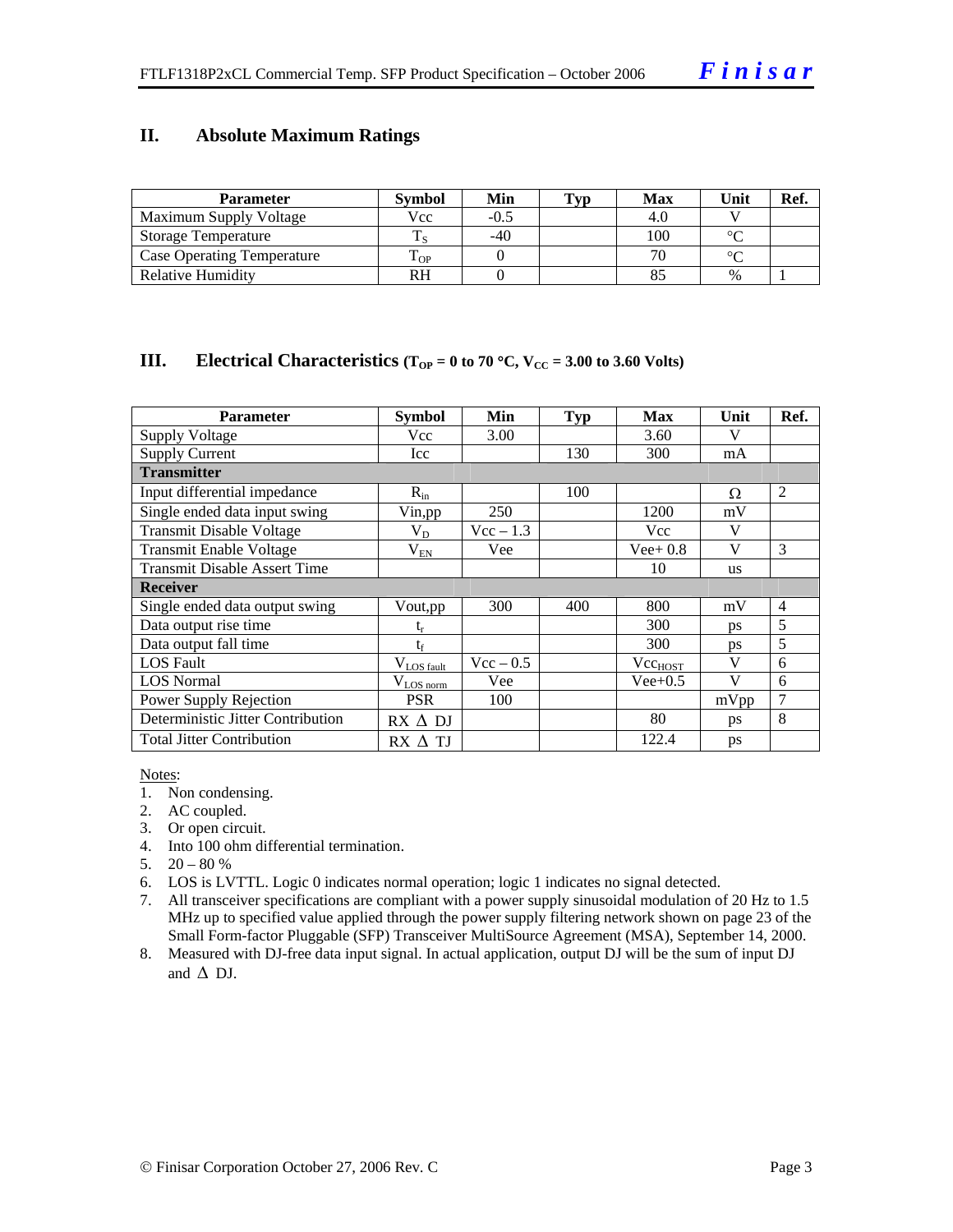## II. Absolute Maximum Ratings

| Parameter | Symbol | Min | Typ | Max | Unit | Ref. |
|---|---|---|---|---|---|---|
| Maximum Supply Voltage | Vcc | -0.5 | | 4.0 | V | |
| Storage Temperature | $T_S$ | -40 | | 100 | °C | |
| Case Operating Temperature | $T_{OP}$ | 0 | | 70 | °C | |
| Relative Humidity | RH | 0 | | 85 | % | 1 |

## III. Electrical Characteristics ($T_{OP}$ = 0 to 70 °C, $V_{CC}$ = 3.00 to 3.60 Volts)

| Parameter | Symbol | Min | Typ | Max | Unit | Ref. |
|---|---|---|---|---|---|---|
| Supply Voltage | Vcc | 3.00 | | 3.60 | V | |
| Supply Current | Icc | | 130 | 300 | mA | |
| **Transmitter** | | | | | | |
| Input differential impedance | $R_{in}$ | | 100 | | Ω | 2 |
| Single ended data input swing | Vin,pp | 250 | | 1200 | mV | |
| Transmit Disable Voltage | $V_D$ | Vcc – 1.3 | | Vcc | V | |
| Transmit Enable Voltage | $V_{EN}$ | Vee | | Vee+ 0.8 | V | 3 |
| Transmit Disable Assert Time | | | | 10 | us | |
| **Receiver** | | | | | | |
| Single ended data output swing | Vout,pp | 300 | 400 | 800 | mV | 4 |
| Data output rise time | $t_r$ | | | 300 | ps | 5 |
| Data output fall time | $t_f$ | | | 300 | ps | 5 |
| LOS Fault | $V_{LOS\ fault}$ | Vcc – 0.5 | | $Vcc_{HOST}$ | V | 6 |
| LOS Normal | $V_{LOS\ norm}$ | Vee | | Vee+0.5 | V | 6 |
| Power Supply Rejection | PSR | 100 | | | mVpp | 7 |
| Deterministic Jitter Contribution | RX Δ DJ | | | 80 | ps | 8 |
| Total Jitter Contribution | RX Δ TJ | | | 122.4 | ps | |

Notes:
1. Non condensing.
2. AC coupled.
3. Or open circuit.
4. Into 100 ohm differential termination.
5. 20 – 80 %
6. LOS is LVTTL. Logic 0 indicates normal operation; logic 1 indicates no signal detected.
7. All transceiver specifications are compliant with a power supply sinusoidal modulation of 20 Hz to 1.5 MHz up to specified value applied through the power supply filtering network shown on page 23 of the Small Form-factor Pluggable (SFP) Transceiver MultiSource Agreement (MSA), September 14, 2000.
8. Measured with DJ-free data input signal. In actual application, output DJ will be the sum of input DJ and Δ DJ.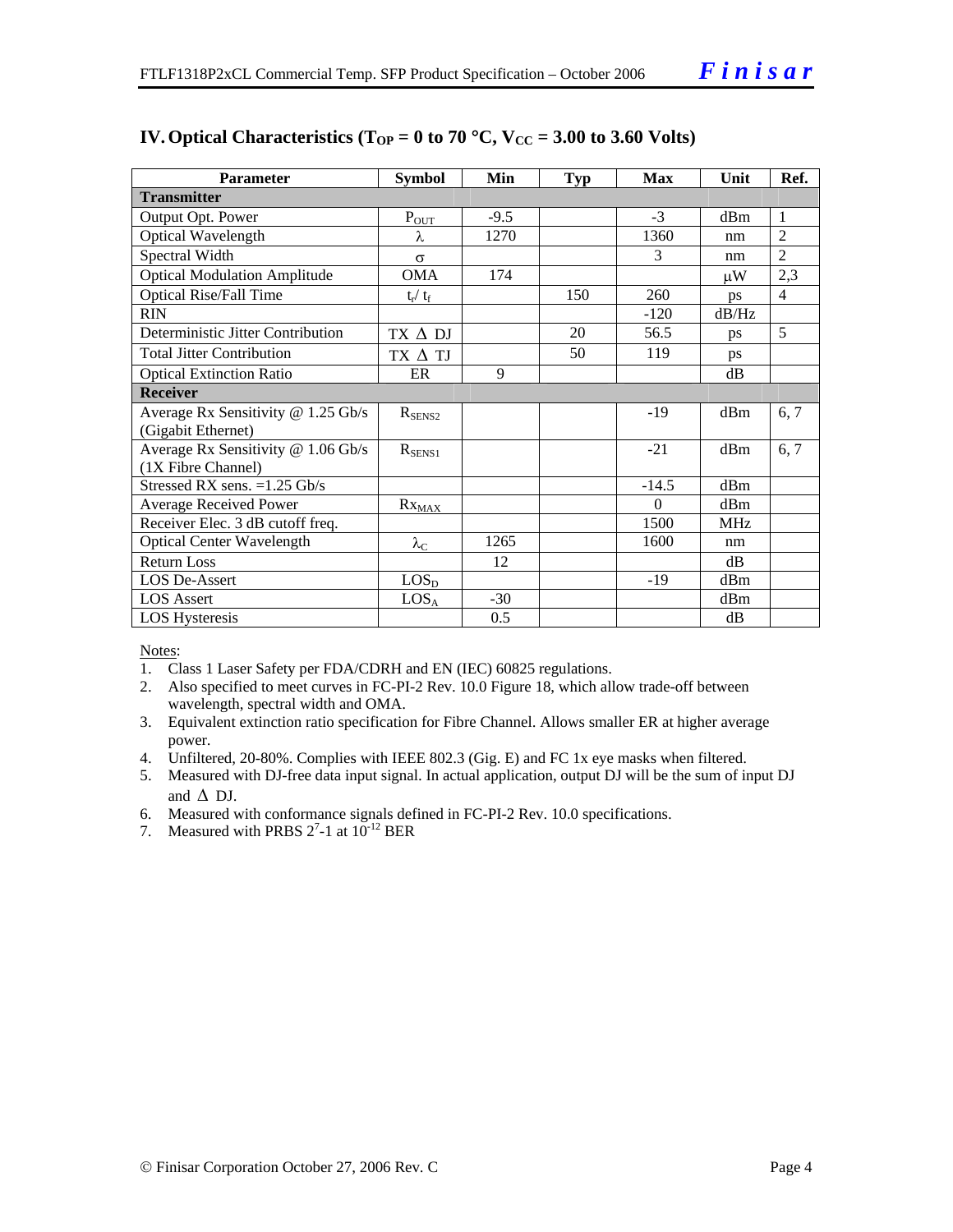## IV. Optical Characteristics ($T_{OP}$ = 0 to 70 °C, $V_{CC}$ = 3.00 to 3.60 Volts)

| Parameter | Symbol | Min | Typ | Max | Unit | Ref. |
|---|---|---|---|---|---|---|
| **Transmitter** | | | | | | |
| Output Opt. Power | $P_{OUT}$ | -9.5 | | -3 | dBm | 1 |
| Optical Wavelength | $\lambda$ | 1270 | | 1360 | nm | 2 |
| Spectral Width | $\sigma$ | | | 3 | nm | 2 |
| Optical Modulation Amplitude | OMA | 174 | | | μW | 2,3 |
| Optical Rise/Fall Time | $t_r / t_f$ | | 150 | 260 | ps | 4 |
| RIN | | | | -120 | dB/Hz | |
| Deterministic Jitter Contribution | TX Δ DJ | | 20 | 56.5 | ps | 5 |
| Total Jitter Contribution | TX Δ TJ | | 50 | 119 | ps | |
| Optical Extinction Ratio | ER | 9 | | | dB | |
| **Receiver** | | | | | | |
| Average Rx Sensitivity @ 1.25 Gb/s (Gigabit Ethernet) | $R_{SENS2}$ | | | -19 | dBm | 6, 7 |
| Average Rx Sensitivity @ 1.06 Gb/s (1X Fibre Channel) | $R_{SENS1}$ | | | -21 | dBm | 6, 7 |
| Stressed RX sens. =1.25 Gb/s | | | | -14.5 | dBm | |
| Average Received Power | $Rx_{MAX}$ | | | 0 | dBm | |
| Receiver Elec. 3 dB cutoff freq. | | | | 1500 | MHz | |
| Optical Center Wavelength | $\lambda_C$ | 1265 | | 1600 | nm | |
| Return Loss | | 12 | | | dB | |
| LOS De-Assert | $LOS_D$ | | | -19 | dBm | |
| LOS Assert | $LOS_A$ | -30 | | | dBm | |
| LOS Hysteresis | | 0.5 | | | dB | |

Notes:

1. Class 1 Laser Safety per FDA/CDRH and EN (IEC) 60825 regulations.
2. Also specified to meet curves in FC-PI-2 Rev. 10.0 Figure 18, which allow trade-off between wavelength, spectral width and OMA.
3. Equivalent extinction ratio specification for Fibre Channel. Allows smaller ER at higher average power.
4. Unfiltered, 20-80%. Complies with IEEE 802.3 (Gig. E) and FC 1x eye masks when filtered.
5. Measured with DJ-free data input signal. In actual application, output DJ will be the sum of input DJ and Δ DJ.
6. Measured with conformance signals defined in FC-PI-2 Rev. 10.0 specifications.
7. Measured with PRBS $2^7$-1 at $10^{-12}$ BER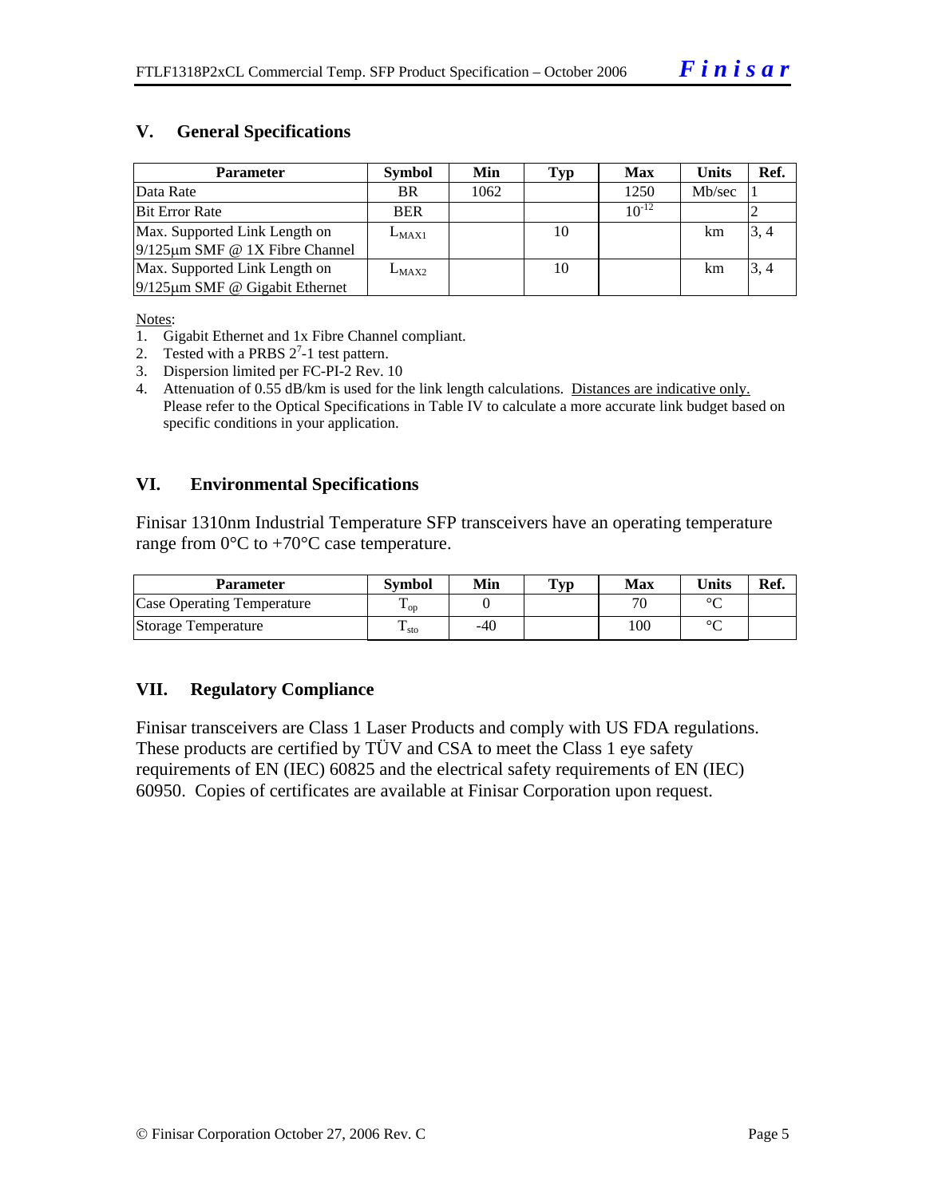## V. General Specifications

| Parameter | Symbol | Min | Typ | Max | Units | Ref. |
|---|---|---|---|---|---|---|
| Data Rate | BR | 1062 | | 1250 | Mb/sec | 1 |
| Bit Error Rate | BER | | | $10^{-12}$ | | 2 |
| Max. Supported Link Length on 9/125μm SMF @ 1X Fibre Channel | $L_{MAX1}$ | | 10 | | km | 3, 4 |
| Max. Supported Link Length on 9/125μm SMF @ Gigabit Ethernet | $L_{MAX2}$ | | 10 | | km | 3, 4 |

Notes:

1. Gigabit Ethernet and 1x Fibre Channel compliant.
2. Tested with a PRBS $2^7$-1 test pattern.
3. Dispersion limited per FC-PI-2 Rev. 10
4. Attenuation of 0.55 dB/km is used for the link length calculations. Distances are indicative only. Please refer to the Optical Specifications in Table IV to calculate a more accurate link budget based on specific conditions in your application.

## VI. Environmental Specifications

Finisar 1310nm Industrial Temperature SFP transceivers have an operating temperature range from 0°C to +70°C case temperature.

| Parameter | Symbol | Min | Typ | Max | Units | Ref. |
|---|---|---|---|---|---|---|
| Case Operating Temperature | $T_{op}$ | 0 | | 70 | °C | |
| Storage Temperature | $T_{sto}$ | -40 | | 100 | °C | |

## VII. Regulatory Compliance

Finisar transceivers are Class 1 Laser Products and comply with US FDA regulations. These products are certified by TÜV and CSA to meet the Class 1 eye safety requirements of EN (IEC) 60825 and the electrical safety requirements of EN (IEC) 60950. Copies of certificates are available at Finisar Corporation upon request.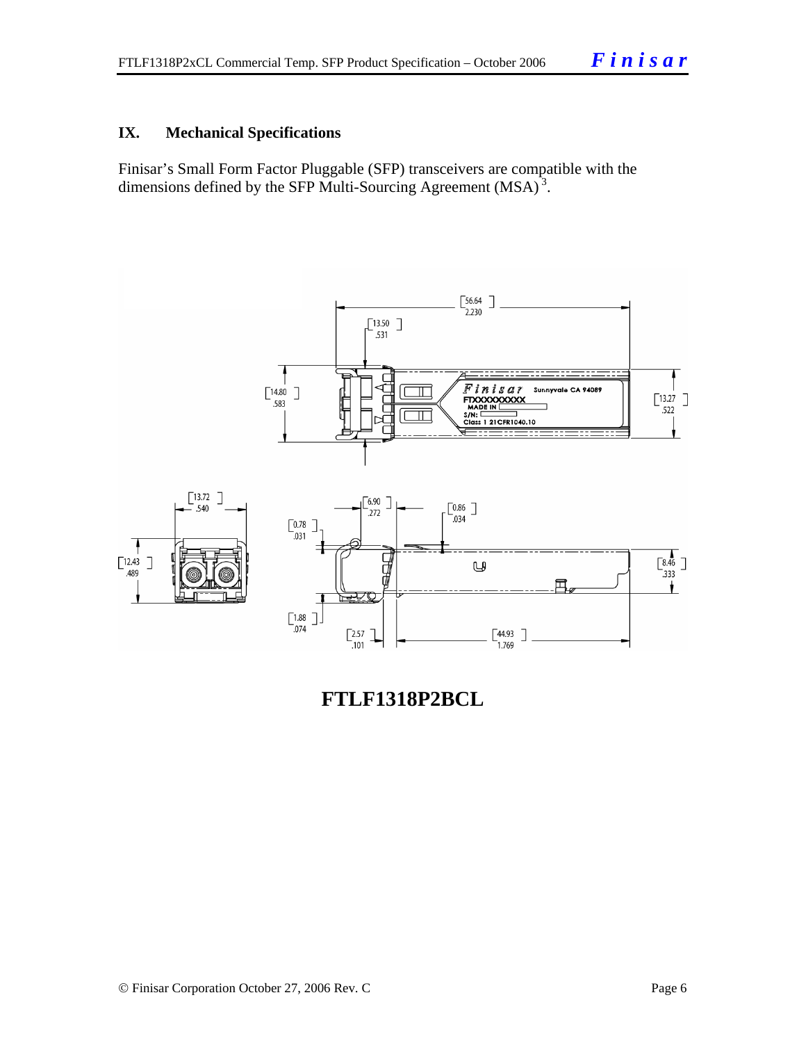## IX. Mechanical Specifications

Finisar's Small Form Factor Pluggable (SFP) transceivers are compatible with the dimensions defined by the SFP Multi-Sourcing Agreement (MSA) [3].

**FTLF1318P2BCL**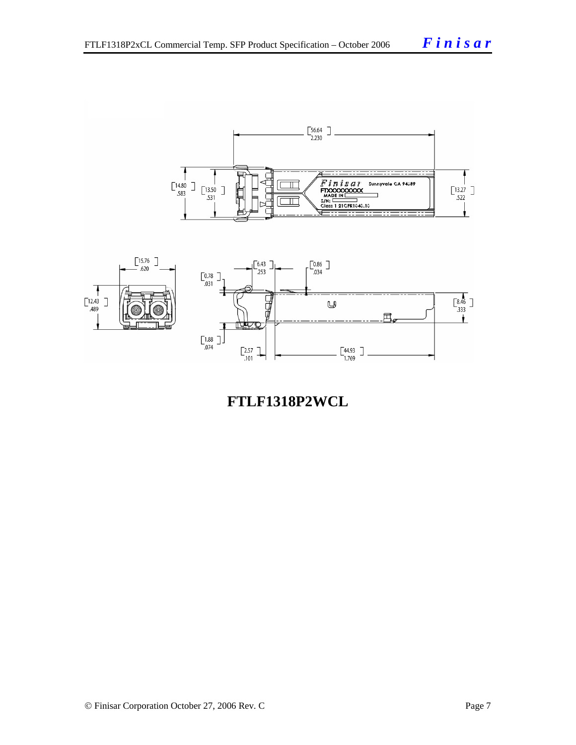**FTLF1318P2WCL**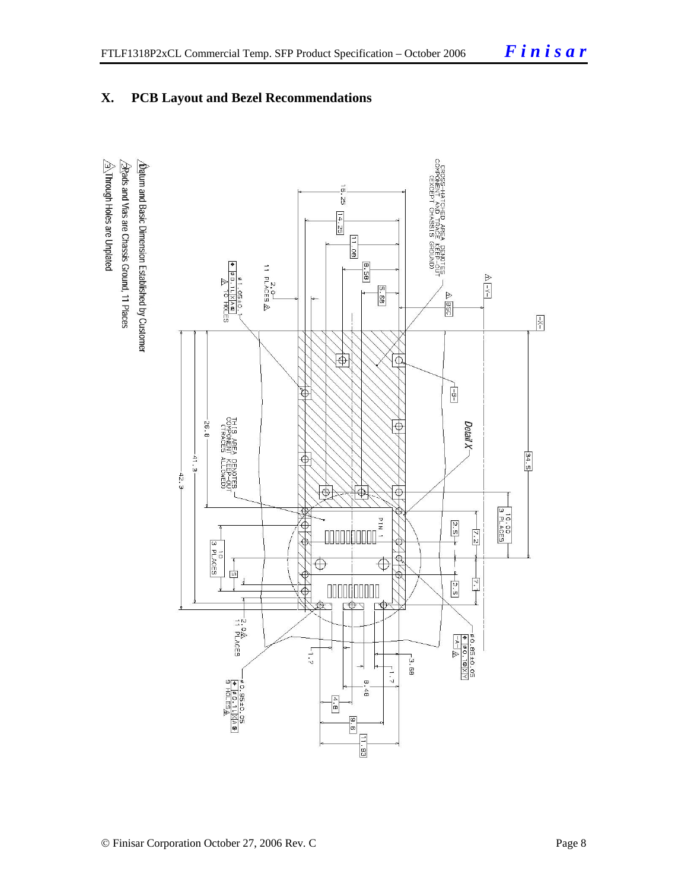# X. PCB Layout and Bezel Recommendations

CROSS-HATCHED AREA DENOTES COMPONENT AND TRACE KEEP-OUT (EXCEPT CHASSIS GROUND)

THIS AREA DENOTES COMPONENT KEEP-OUT (TRACES ALLOWED)

Detail X

PIN 1

16.25, 14.25, 11.08, 8.58, 5.68, 3.68, 34.5, 26.8, 41.3, 42.3, 10.00 3 PLACES, 10 3 PLACES, 7.2, 2.5, 1.7, 8.48, 4.8, 9.6, 11.93, 2.0 11 PLACES, BSC

⌀1.05±0.1 10 HOLES

⌀0.85±0.05 9 HOLES

⌀0.85±0.05

1. Datum and Basic Dimension Established by Customer
2. Pads and Vias are Chassis Ground, 11 Places
3. Through Holes are Unplated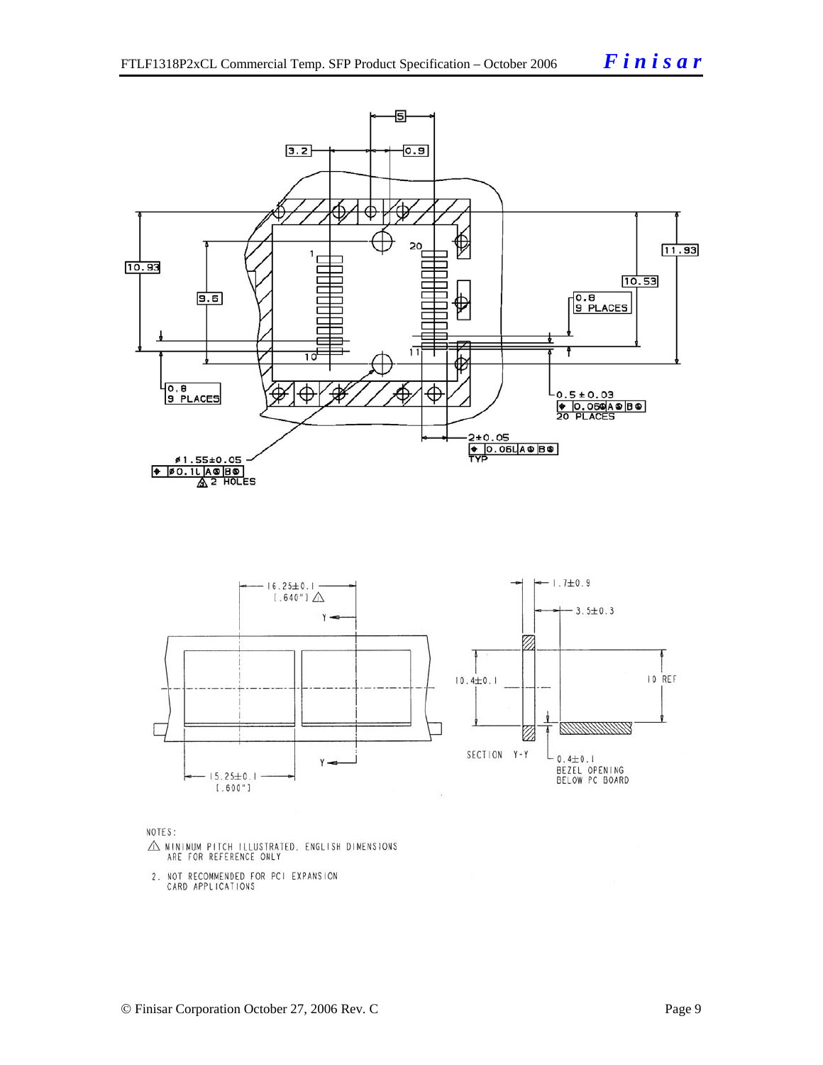NOTES:

1. MINIMUM PITCH ILLUSTRATED, ENGLISH DIMENSIONS ARE FOR REFERENCE ONLY
2. NOT RECOMMENDED FOR PCI EXPANSION CARD APPLICATIONS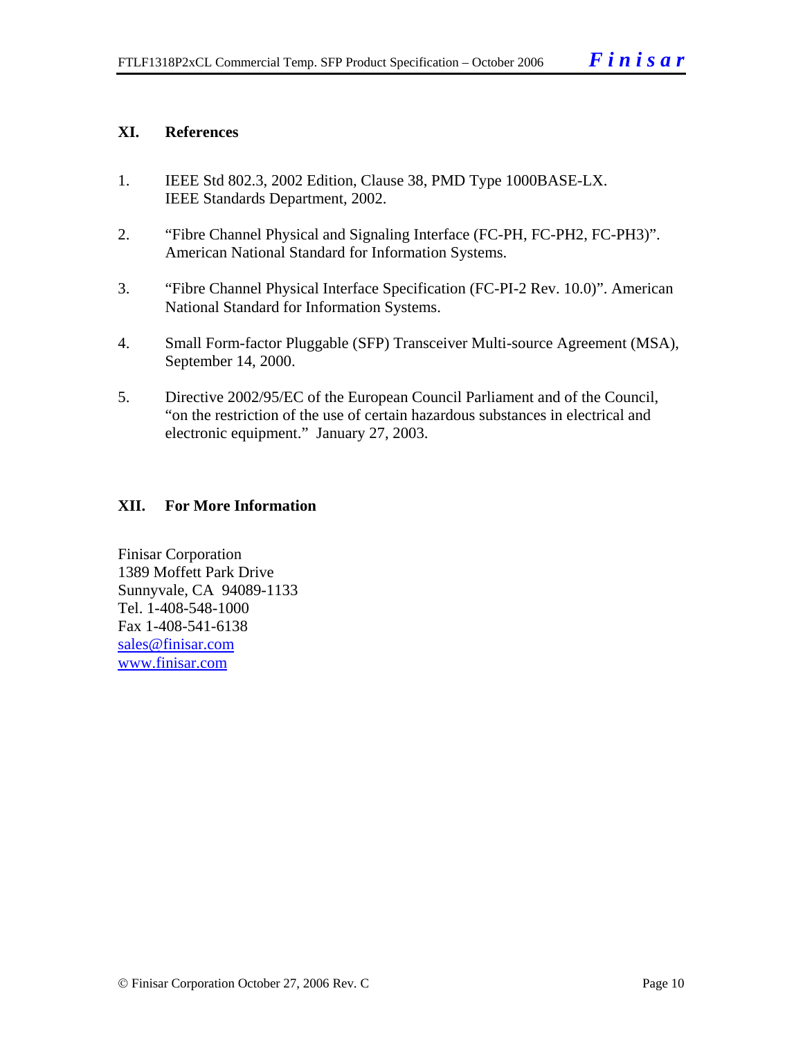## XI. References

1. IEEE Std 802.3, 2002 Edition, Clause 38, PMD Type 1000BASE-LX. IEEE Standards Department, 2002.

2. "Fibre Channel Physical and Signaling Interface (FC-PH, FC-PH2, FC-PH3)". American National Standard for Information Systems.

3. "Fibre Channel Physical Interface Specification (FC-PI-2 Rev. 10.0)". American National Standard for Information Systems.

4. Small Form-factor Pluggable (SFP) Transceiver Multi-source Agreement (MSA), September 14, 2000.

5. Directive 2002/95/EC of the European Council Parliament and of the Council, "on the restriction of the use of certain hazardous substances in electrical and electronic equipment." January 27, 2003.

## XII. For More Information

Finisar Corporation
1389 Moffett Park Drive
Sunnyvale, CA 94089-1133
Tel. 1-408-548-1000
Fax 1-408-541-6138
sales@finisar.com
www.finisar.com